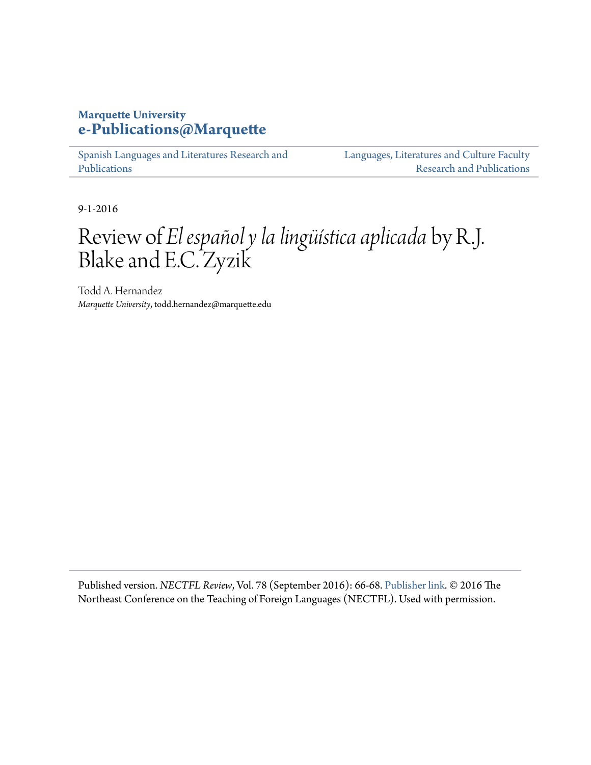**Marquette University**
**e-Publications@Marquette**

Spanish Languages and Literatures Research and Publications

Languages, Literatures and Culture Faculty Research and Publications

9-1-2016

# Review of *El español y la lingüística aplicada* by R.J. Blake and E.C. Zyzik

Todd A. Hernandez
*Marquette University*, todd.hernandez@marquette.edu

Published version. *NECTFL Review*, Vol. 78 (September 2016): 66-68. Publisher link. © 2016 The Northeast Conference on the Teaching of Foreign Languages (NECTFL). Used with permission.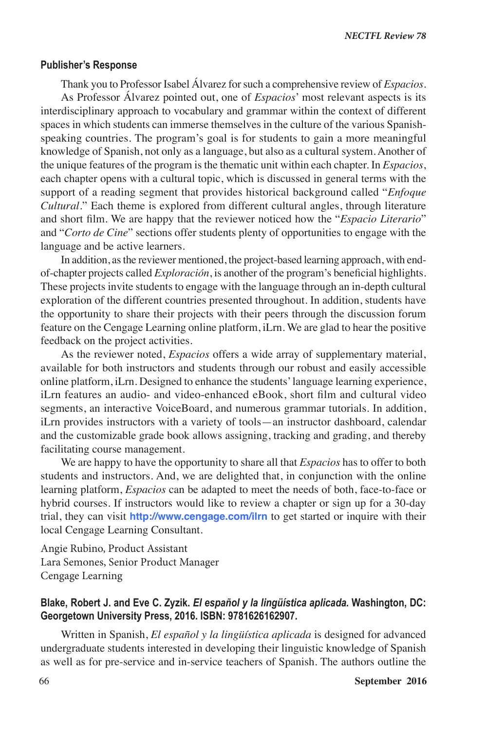#### Publisher's Response

Thank you to Professor Isabel Álvarez for such a comprehensive review of *Espacios*.

As Professor Álvarez pointed out, one of *Espacios*' most relevant aspects is its interdisciplinary approach to vocabulary and grammar within the context of different spaces in which students can immerse themselves in the culture of the various Spanish-speaking countries. The program's goal is for students to gain a more meaningful knowledge of Spanish, not only as a language, but also as a cultural system. Another of the unique features of the program is the thematic unit within each chapter. In *Espacios*, each chapter opens with a cultural topic, which is discussed in general terms with the support of a reading segment that provides historical background called "*Enfoque Cultural*." Each theme is explored from different cultural angles, through literature and short film. We are happy that the reviewer noticed how the "*Espacio Literario*" and "*Corto de Cine*" sections offer students plenty of opportunities to engage with the language and be active learners.

In addition, as the reviewer mentioned, the project-based learning approach, with end-of-chapter projects called *Exploración*, is another of the program's beneficial highlights. These projects invite students to engage with the language through an in-depth cultural exploration of the different countries presented throughout. In addition, students have the opportunity to share their projects with their peers through the discussion forum feature on the Cengage Learning online platform, iLrn. We are glad to hear the positive feedback on the project activities.

As the reviewer noted, *Espacios* offers a wide array of supplementary material, available for both instructors and students through our robust and easily accessible online platform, iLrn. Designed to enhance the students' language learning experience, iLrn features an audio- and video-enhanced eBook, short film and cultural video segments, an interactive VoiceBoard, and numerous grammar tutorials. In addition, iLrn provides instructors with a variety of tools—an instructor dashboard, calendar and the customizable grade book allows assigning, tracking and grading, and thereby facilitating course management.

We are happy to have the opportunity to share all that *Espacios* has to offer to both students and instructors. And, we are delighted that, in conjunction with the online learning platform, *Espacios* can be adapted to meet the needs of both, face-to-face or hybrid courses. If instructors would like to review a chapter or sign up for a 30-day trial, they can visit **http://www.cengage.com/ilrn** to get started or inquire with their local Cengage Learning Consultant.

Angie Rubino, Product Assistant
Lara Semones, Senior Product Manager
Cengage Learning

#### Blake, Robert J. and Eve C. Zyzik. *El español y la lingüística aplicada.* Washington, DC: Georgetown University Press, 2016. ISBN: 9781626162907.

Written in Spanish, *El español y la lingüística aplicada* is designed for advanced undergraduate students interested in developing their linguistic knowledge of Spanish as well as for pre-service and in-service teachers of Spanish. The authors outline the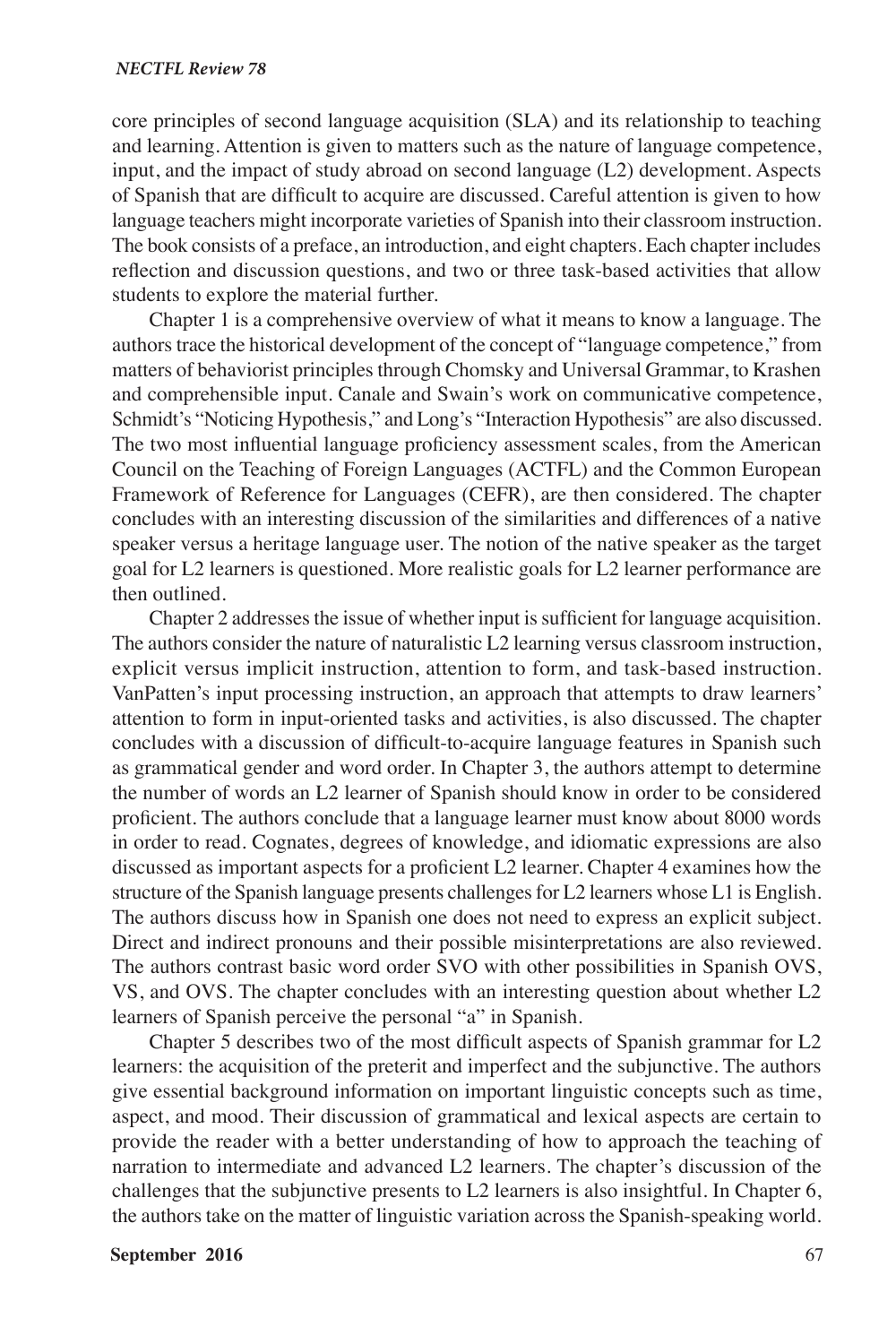core principles of second language acquisition (SLA) and its relationship to teaching and learning. Attention is given to matters such as the nature of language competence, input, and the impact of study abroad on second language (L2) development. Aspects of Spanish that are difficult to acquire are discussed. Careful attention is given to how language teachers might incorporate varieties of Spanish into their classroom instruction. The book consists of a preface, an introduction, and eight chapters. Each chapter includes reflection and discussion questions, and two or three task-based activities that allow students to explore the material further.

Chapter 1 is a comprehensive overview of what it means to know a language. The authors trace the historical development of the concept of "language competence," from matters of behaviorist principles through Chomsky and Universal Grammar, to Krashen and comprehensible input. Canale and Swain's work on communicative competence, Schmidt's "Noticing Hypothesis," and Long's "Interaction Hypothesis" are also discussed. The two most influential language proficiency assessment scales, from the American Council on the Teaching of Foreign Languages (ACTFL) and the Common European Framework of Reference for Languages (CEFR), are then considered. The chapter concludes with an interesting discussion of the similarities and differences of a native speaker versus a heritage language user. The notion of the native speaker as the target goal for L2 learners is questioned. More realistic goals for L2 learner performance are then outlined.

Chapter 2 addresses the issue of whether input is sufficient for language acquisition. The authors consider the nature of naturalistic L2 learning versus classroom instruction, explicit versus implicit instruction, attention to form, and task-based instruction. VanPatten's input processing instruction, an approach that attempts to draw learners' attention to form in input-oriented tasks and activities, is also discussed. The chapter concludes with a discussion of difficult-to-acquire language features in Spanish such as grammatical gender and word order. In Chapter 3, the authors attempt to determine the number of words an L2 learner of Spanish should know in order to be considered proficient. The authors conclude that a language learner must know about 8000 words in order to read. Cognates, degrees of knowledge, and idiomatic expressions are also discussed as important aspects for a proficient L2 learner. Chapter 4 examines how the structure of the Spanish language presents challenges for L2 learners whose L1 is English. The authors discuss how in Spanish one does not need to express an explicit subject. Direct and indirect pronouns and their possible misinterpretations are also reviewed. The authors contrast basic word order SVO with other possibilities in Spanish OVS, VS, and OVS. The chapter concludes with an interesting question about whether L2 learners of Spanish perceive the personal "a" in Spanish.

Chapter 5 describes two of the most difficult aspects of Spanish grammar for L2 learners: the acquisition of the preterit and imperfect and the subjunctive. The authors give essential background information on important linguistic concepts such as time, aspect, and mood. Their discussion of grammatical and lexical aspects are certain to provide the reader with a better understanding of how to approach the teaching of narration to intermediate and advanced L2 learners. The chapter's discussion of the challenges that the subjunctive presents to L2 learners is also insightful. In Chapter 6, the authors take on the matter of linguistic variation across the Spanish-speaking world.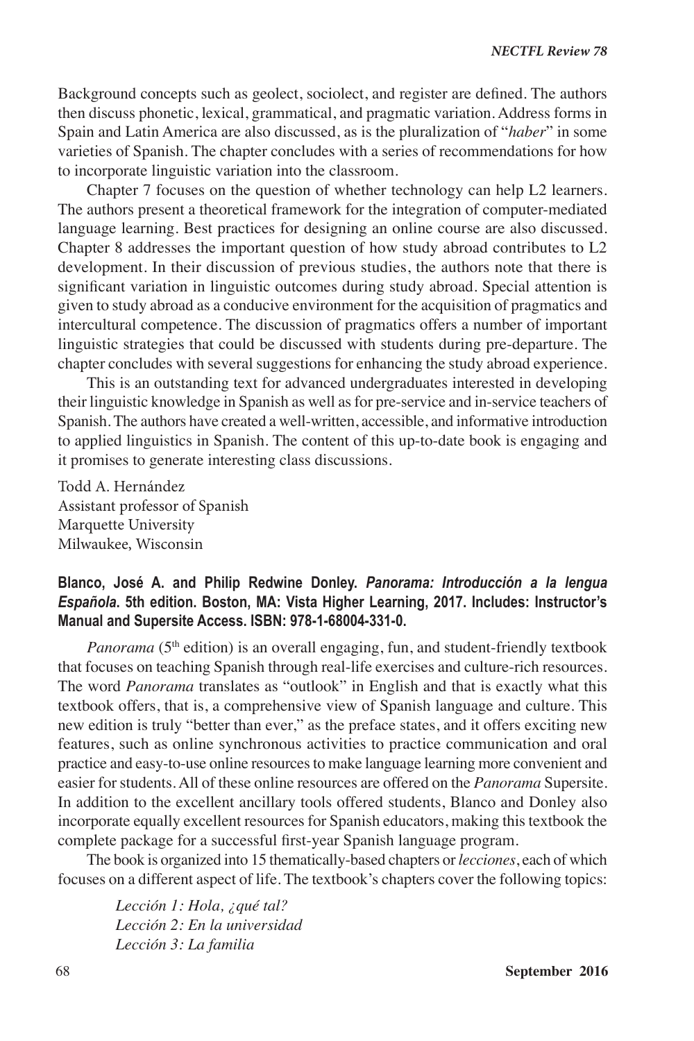Background concepts such as geolect, sociolect, and register are defined. The authors then discuss phonetic, lexical, grammatical, and pragmatic variation. Address forms in Spain and Latin America are also discussed, as is the pluralization of "*haber*" in some varieties of Spanish. The chapter concludes with a series of recommendations for how to incorporate linguistic variation into the classroom.

Chapter 7 focuses on the question of whether technology can help L2 learners. The authors present a theoretical framework for the integration of computer-mediated language learning. Best practices for designing an online course are also discussed. Chapter 8 addresses the important question of how study abroad contributes to L2 development. In their discussion of previous studies, the authors note that there is significant variation in linguistic outcomes during study abroad. Special attention is given to study abroad as a conducive environment for the acquisition of pragmatics and intercultural competence. The discussion of pragmatics offers a number of important linguistic strategies that could be discussed with students during pre-departure. The chapter concludes with several suggestions for enhancing the study abroad experience.

This is an outstanding text for advanced undergraduates interested in developing their linguistic knowledge in Spanish as well as for pre-service and in-service teachers of Spanish. The authors have created a well-written, accessible, and informative introduction to applied linguistics in Spanish. The content of this up-to-date book is engaging and it promises to generate interesting class discussions.

Todd A. Hernández
Assistant professor of Spanish
Marquette University
Milwaukee, Wisconsin

**Blanco, José A. and Philip Redwine Donley. *Panorama: Introducción a la lengua Española*. 5th edition. Boston, MA: Vista Higher Learning, 2017. Includes: Instructor's Manual and Supersite Access. ISBN: 978-1-68004-331-0.**

*Panorama* (5th edition) is an overall engaging, fun, and student-friendly textbook that focuses on teaching Spanish through real-life exercises and culture-rich resources. The word *Panorama* translates as "outlook" in English and that is exactly what this textbook offers, that is, a comprehensive view of Spanish language and culture. This new edition is truly "better than ever," as the preface states, and it offers exciting new features, such as online synchronous activities to practice communication and oral practice and easy-to-use online resources to make language learning more convenient and easier for students. All of these online resources are offered on the *Panorama* Supersite. In addition to the excellent ancillary tools offered students, Blanco and Donley also incorporate equally excellent resources for Spanish educators, making this textbook the complete package for a successful first-year Spanish language program.

The book is organized into 15 thematically-based chapters or *lecciones*, each of which focuses on a different aspect of life. The textbook's chapters cover the following topics:

*Lección 1: Hola, ¿qué tal?*
*Lección 2: En la universidad*
*Lección 3: La familia*